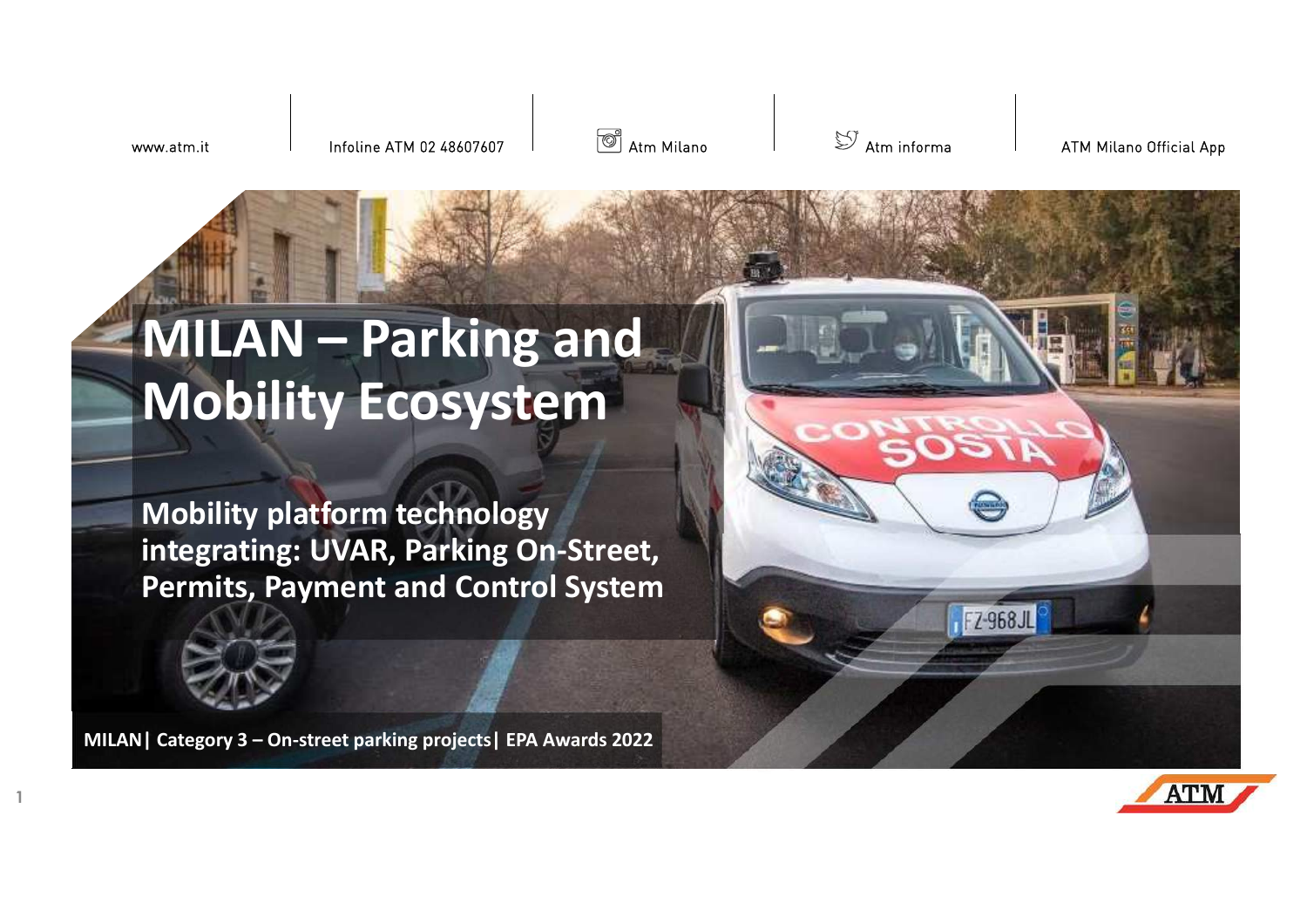www.atm.it | Infoline ATM 02 48607607 | Atm Milano | Atm informa | ATM Milano Official App

# MILAN – Parking and Mobility Ecosystem

## Mobility platform technology integrating: UVAR, Parking On-Street, Permits, Payment and Control System

**MILAN| Category 3 – On-street parking projects| EPA Awards 2022**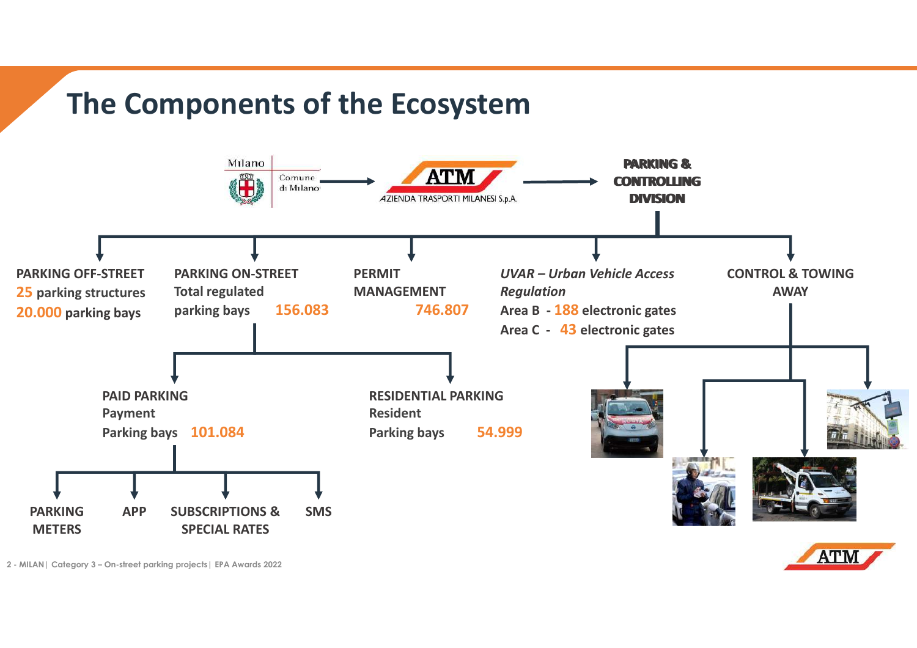# The Components of the Ecosystem

Milano – Comune di Milano → ATM – AZIENDA TRASPORTI MILANESI S.p.A. → **PARKING & CONTROLLING DIVISION**

**PARKING OFF-STREET**
**25** parking structures
**20.000** parking bays

**PARKING ON-STREET**
Total regulated parking bays **156.083**

- **PAID PARKING**
  Payment
  Parking bays **101.084**
  - PARKING METERS
  - APP
  - SUBSCRIPTIONS & SPECIAL RATES
  - SMS
- **RESIDENTIAL PARKING**
  Resident
  Parking bays **54.999**

**PERMIT MANAGEMENT**
**746.807**

***UVAR – Urban Vehicle Access Regulation***
Area B - **188** electronic gates
Area C - **43** electronic gates

**CONTROL & TOWING AWAY**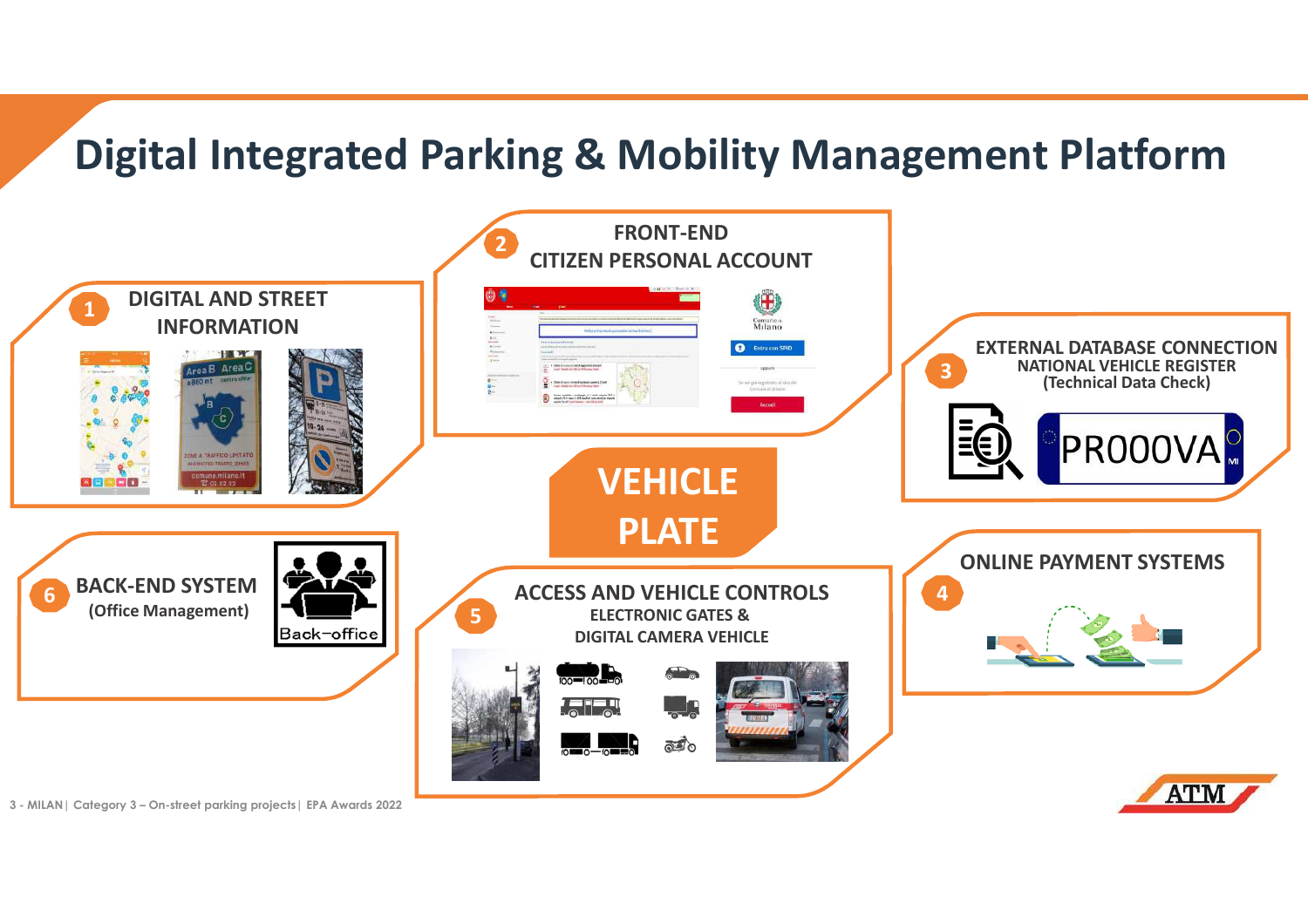# Digital Integrated Parking & Mobility Management Platform

**1** DIGITAL AND STREET INFORMATION

**2** FRONT-END
CITIZEN PERSONAL ACCOUNT

**3** EXTERNAL DATABASE CONNECTION
NATIONAL VEHICLE REGISTER
(Technical Data Check)

PR000VA

**VEHICLE PLATE**

**4** ONLINE PAYMENT SYSTEMS

**5** ACCESS AND VEHICLE CONTROLS
ELECTRONIC GATES &
DIGITAL CAMERA VEHICLE

**6** BACK-END SYSTEM
(Office Management)

Back-office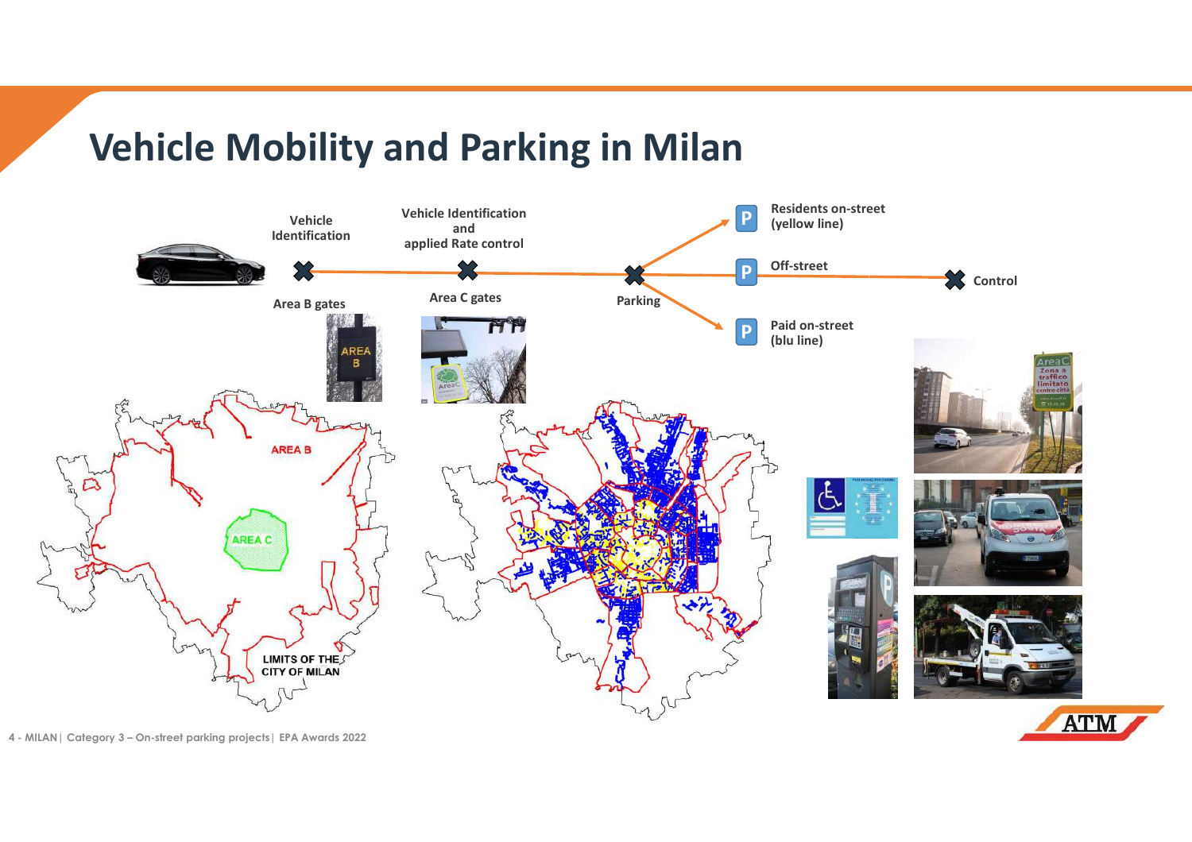# Vehicle Mobility and Parking in Min Milan

Vehicle Identification

Vehicle Identification and applied Rate control

Area B gates

Area C gates

Parking

Residents on-street (yellow line)

Off-street

Paid on-street (blu line)

Control

AREA B

AREA C

LIMITS OF THE CITY OF MILAN

# Vehicle Mobility and Parking in Milan

Vehicle Identification

Vehicle Identification and applied Rate control

Area B gates

Area C gates

Parking

Residents on-street (yellow line)

Off-street

Paid on-street (blu line)

Control

AREA B

AREA C

LIMITS OF THE CITY OF MILAN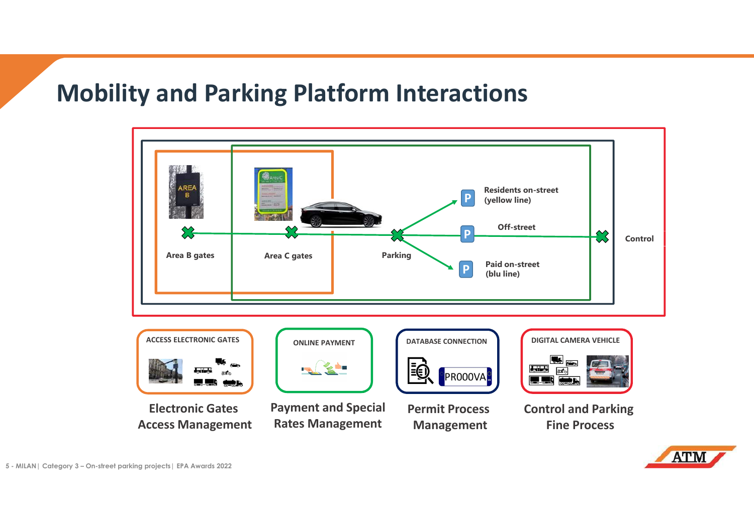# Mobility and Parking Platform Interactions

Area B gates

Area C gates

Parking

Residents on-street (yellow line)

Off-street

Paid on-street (blu line)

Control

ACCESS ELECTRONIC GATES

**Electronic Gates Access Management**

ONLINE PAYMENT

**Payment and Special Rates Management**

DATABASE CONNECTION

**Permit Process Management**

DIGITAL CAMERA VEHICLE

**Control and Parking Fine Process**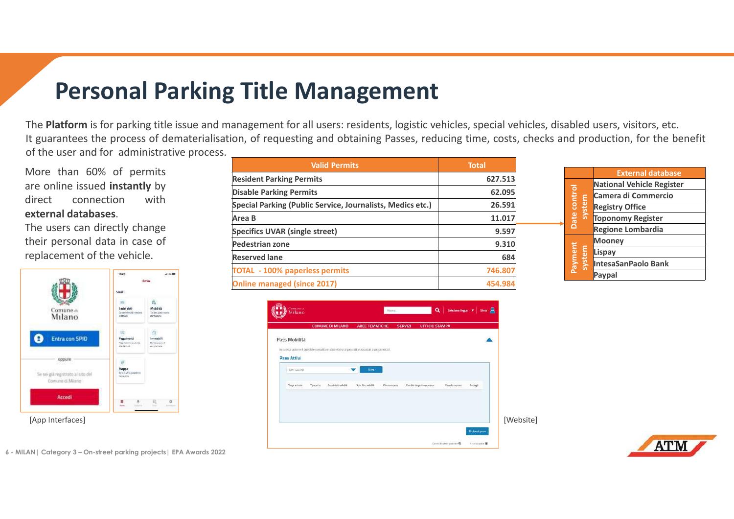# Personal Parking Title Management

The **Platform** is for parking title issue and management for all users: residents, logistic vehicles, special vehicles, disabled users, visitors, etc. It guarantees the process of dematerialisation, of requesting and obtaining Passes, reducing time, costs, checks and production, for the benefit of the user and for administrative process.

More than 60% of permits are online issued **instantly** by direct connection with **external databases**. The users can directly change their personal data in case of replacement of the vehicle.

| Valid Permits | Total |
|---|---|
| Resident Parking Permits | 627.513 |
| Disable Parking Permits | 62.095 |
| Special Parking (Public Service, Journalists, Medics etc.) | 26.591 |
| Area B | 11.017 |
| Specifics UVAR (single street) | 9.597 |
| Pedestrian zone | 9.310 |
| Reserved lane | 684 |
| TOTAL - 100% paperless permits | 746.807 |
| Online managed (since 2017) | 454.984 |

| | External database |
|---|---|
| Date control system | National Vehicle Register |
| | Camera di Commercio |
| | Registry Office |
| | Toponomy Register |
| | Regione Lombardia |
| Payment system | Mooney |
| | Lispay |
| | IntesaSanPaolo Bank |
| | Paypal |

[App Interfaces]

[Website]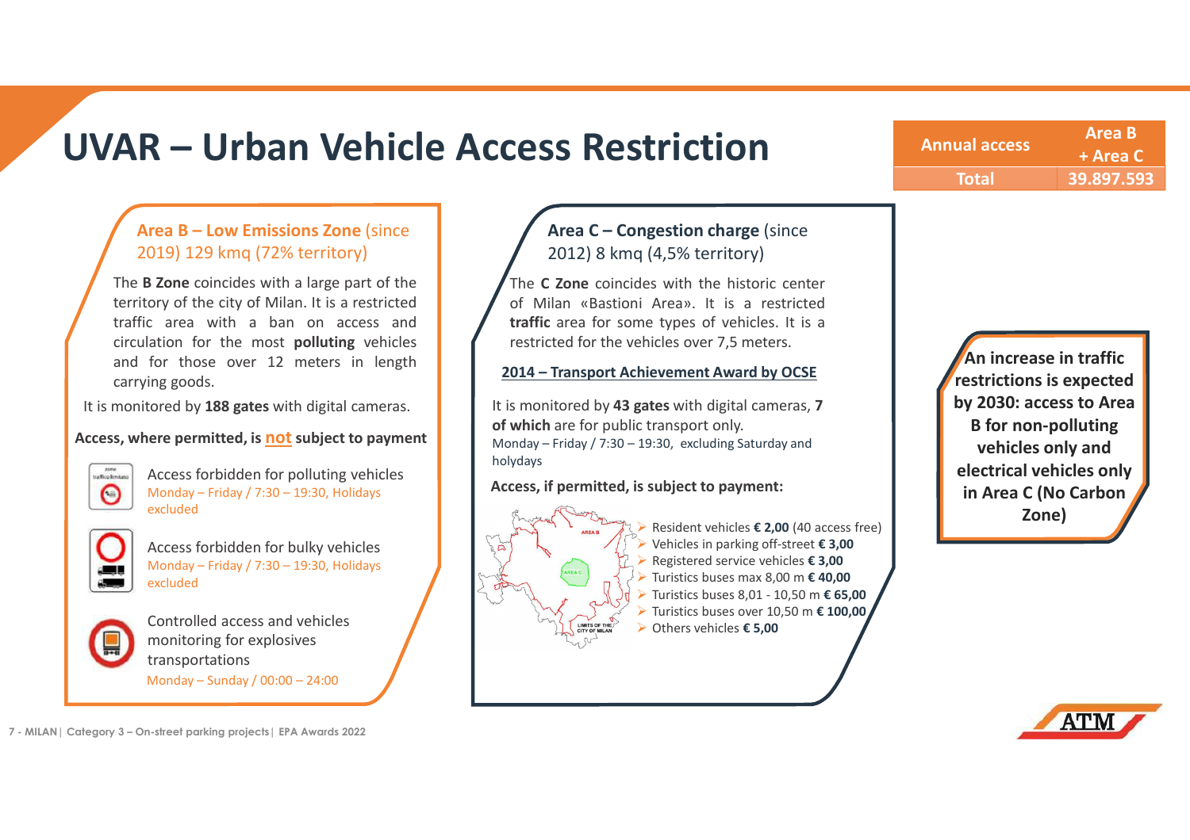# UVAR – Urban Vehicle Access Restriction

| Annual access | Area B + Area C |
|---|---|
| Total | 39.897.593 |

## Area B – Low Emissions Zone (since 2019) 129 kmq (72% territory)

The **B Zone** coincides with a large part of the territory of the city of Milan. It is a restricted traffic area with a ban on access and circulation for the most **polluting** vehicles and for those over 12 meters in length carrying goods.

It is monitored by **188 gates** with digital cameras.

**Access, where permitted, is not subject to payment**

Access forbidden for polluting vehicles
Monday – Friday / 7:30 – 19:30, Holidays excluded

Access forbidden for bulky vehicles
Monday – Friday / 7:30 – 19:30, Holidays excluded

Controlled access and vehicles monitoring for explosives transportations
Monday – Sunday / 00:00 – 24:00

## Area C – Congestion charge (since 2012) 8 kmq (4,5% territory)

The **C Zone** coincides with the historic center of Milan «Bastioni Area». It is a restricted **traffic** area for some types of vehicles. It is a restricted for the vehicles over 7,5 meters.

**2014 – Transport Achievement Award by OCSE**

It is monitored by **43 gates** with digital cameras, **7 of which** are for public transport only.
Monday – Friday / 7:30 – 19:30, excluding Saturday and holydays

**Access, if permitted, is subject to payment:**

- Resident vehicles **€ 2,00** (40 access free)
- Vehicles in parking off-street **€ 3,00**
- Registered service vehicles **€ 3,00**
- Turistics buses max 8,00 m **€ 40,00**
- Turistics buses 8,01 - 10,50 m **€ 65,00**
- Turistics buses over 10,50 m **€ 100,00**
- Others vehicles **€ 5,00**

**An increase in traffic restrictions is expected by 2030: access to Area B for non-polluting vehicles only and electrical vehicles only in Area C (No Carbon Zone)**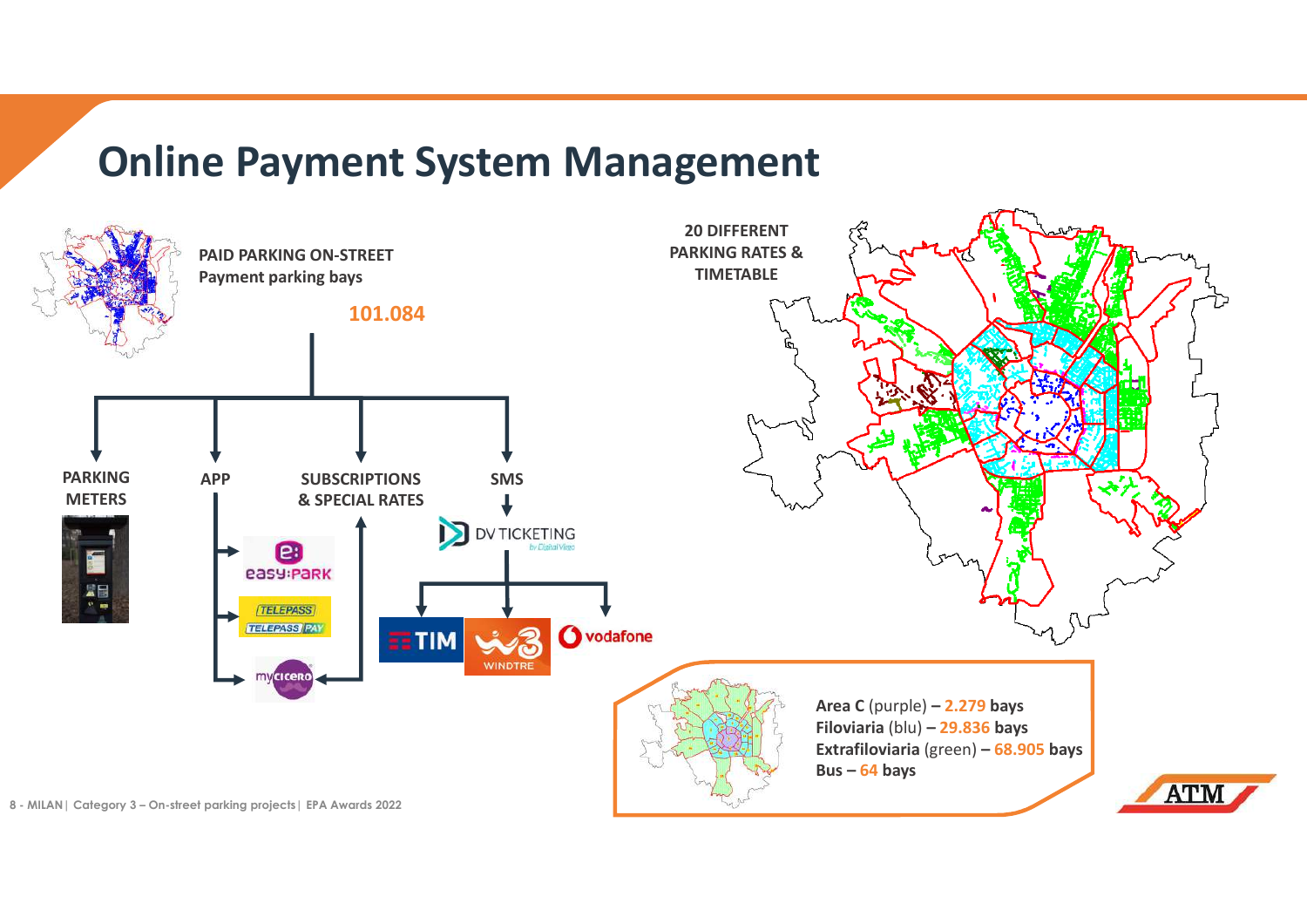# Online Payment System Management

**PAID PARKING ON-STREET**
**Payment parking bays**

**101.084**

- **PARKING METERS**
- **APP**
  - easy:park
  - TELEPASS / TELEPASS PAY
  - myCicero
- **SUBSCRIPTIONS & SPECIAL RATES**
- **SMS**
  - DV TICKETING by Digital Virgo
    - TIM
    - WINDTRE
    - vodafone

**20 DIFFERENT PARKING RATES & TIMETABLE**

**Area C** (purple) **– 2.279 bays**
**Filoviaria** (blu) **– 29.836 bays**
**Extrafiloviaria** (green) **– 68.905 bays**
**Bus – 64 bays**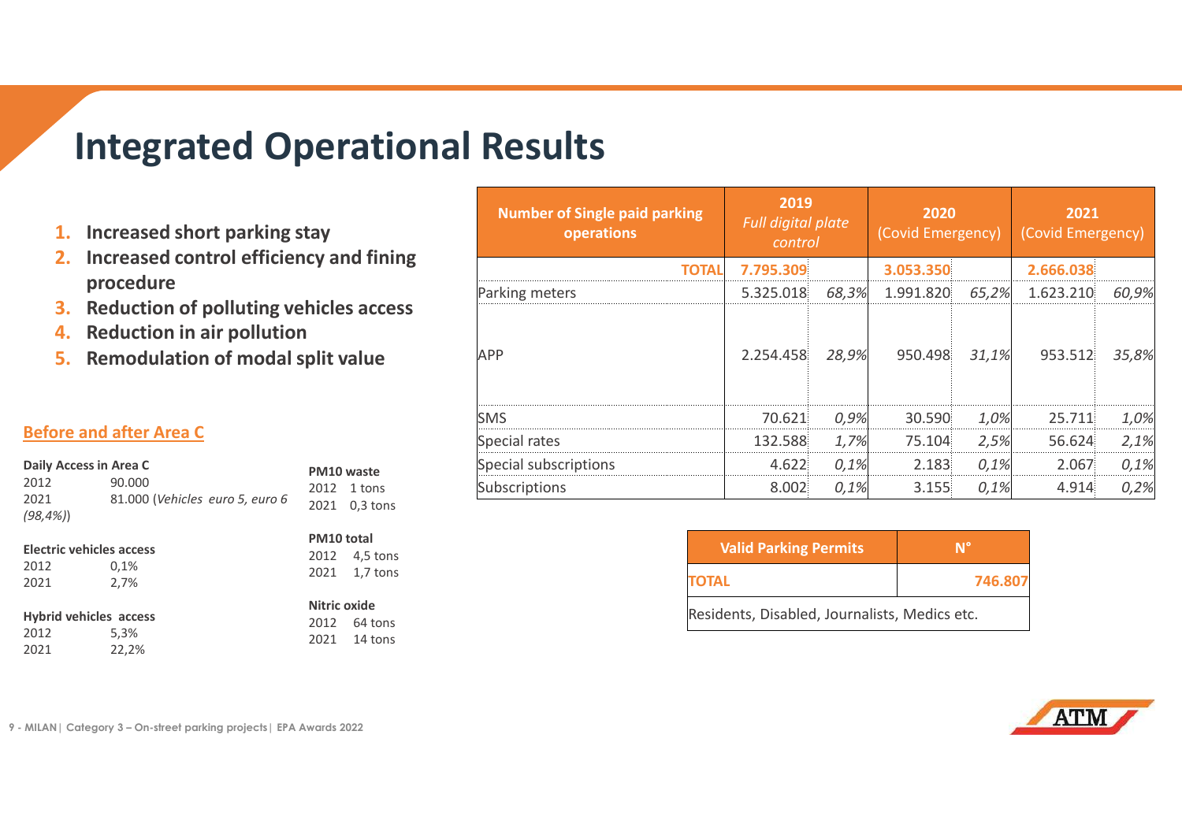# Integrated Operational Results

1. **Increased short parking stay**
2. **Increased control efficiency and fining procedure**
3. **Reduction of polluting vehicles access**
4. **Reduction in air pollution**
5. **Remodulation of modal split value**

## Before and after Area C

**Daily Access in Area C**
2012 90.000
2021 81.000 (*Vehicles euro 5, euro 6 (98,4%)*)

**Electric vehicles access**
2012 0,1%
2021 2,7%

**Hybrid vehicles access**
2012 5,3%
2021 22,2%

**PM10 waste**
2012 1 tons
2021 0,3 tons

**PM10 total**
2012 4,5 tons
2021 1,7 tons

**Nitric oxide**
2012 64 tons
2021 14 tons

| Number of Single paid parking operations | 2019 *Full digital plate control* | | 2020 (Covid Emergency) | | 2021 (Covid Emergency) | |
|---|---|---|---|---|---|---|
| **TOTAL** | **7.795.309** | | **3.053.350** | | **2.666.038** | |
| Parking meters | 5.325.018 | *68,3%* | 1.991.820 | *65,2%* | 1.623.210 | *60,9%* |
| APP | 2.254.458 | *28,9%* | 950.498 | *31,1%* | 953.512 | *35,8%* |
| SMS | 70.621 | *0,9%* | 30.590 | *1,0%* | 25.711 | *1,0%* |
| Special rates | 132.588 | *1,7%* | 75.104 | *2,5%* | 56.624 | *2,1%* |
| Special subscriptions | 4.622 | *0,1%* | 2.183 | *0,1%* | 2.067 | *0,1%* |
| Subscriptions | 8.002 | *0,1%* | 3.155 | *0,1%* | 4.914 | *0,2%* |

| Valid Parking Permits | N° |
|---|---|
| **TOTAL** | **746.807** |
| Residents, Disabled, Journalists, Medics etc. | |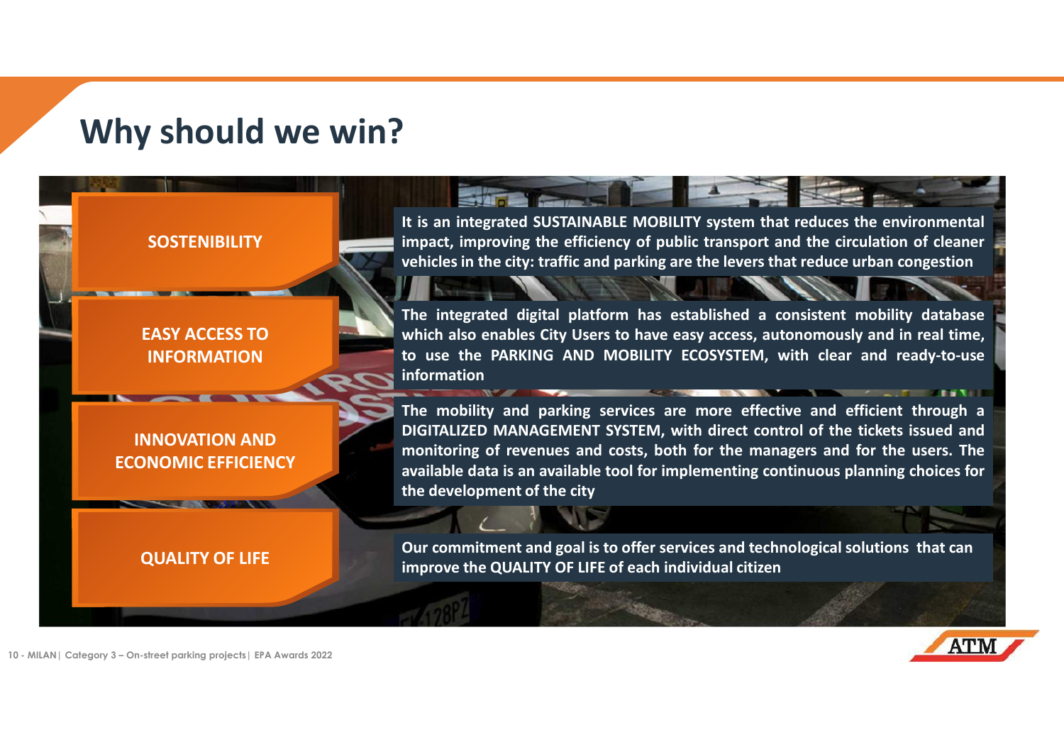# Why should we win?

**SOSTENIBILITY**

It is an integrated SUSTAINABLE MOBILITY system that reduces the environmental impact, improving the efficiency of public transport and the circulation of cleaner vehicles in the city: traffic and parking are the levers that reduce urban congestion

**EASY ACCESS TO INFORMATION**

The integrated digital platform has established a consistent mobility database which also enables City Users to have easy access, autonomously and in real time, to use the PARKING AND MOBILITY ECOSYSTEM, with clear and ready-to-use information

**INNOVATION AND ECONOMIC EFFICIENCY**

The mobility and parking services are more effective and efficient through a DIGITALIZED MANAGEMENT SYSTEM, with direct control of the tickets issued and monitoring of revenues and costs, both for the managers and for the users. The available data is an available tool for implementing continuous planning choices for the development of the city

**QUALITY OF LIFE**

Our commitment and goal is to offer services and technological solutions that can improve the QUALITY OF LIFE of each individual citizen